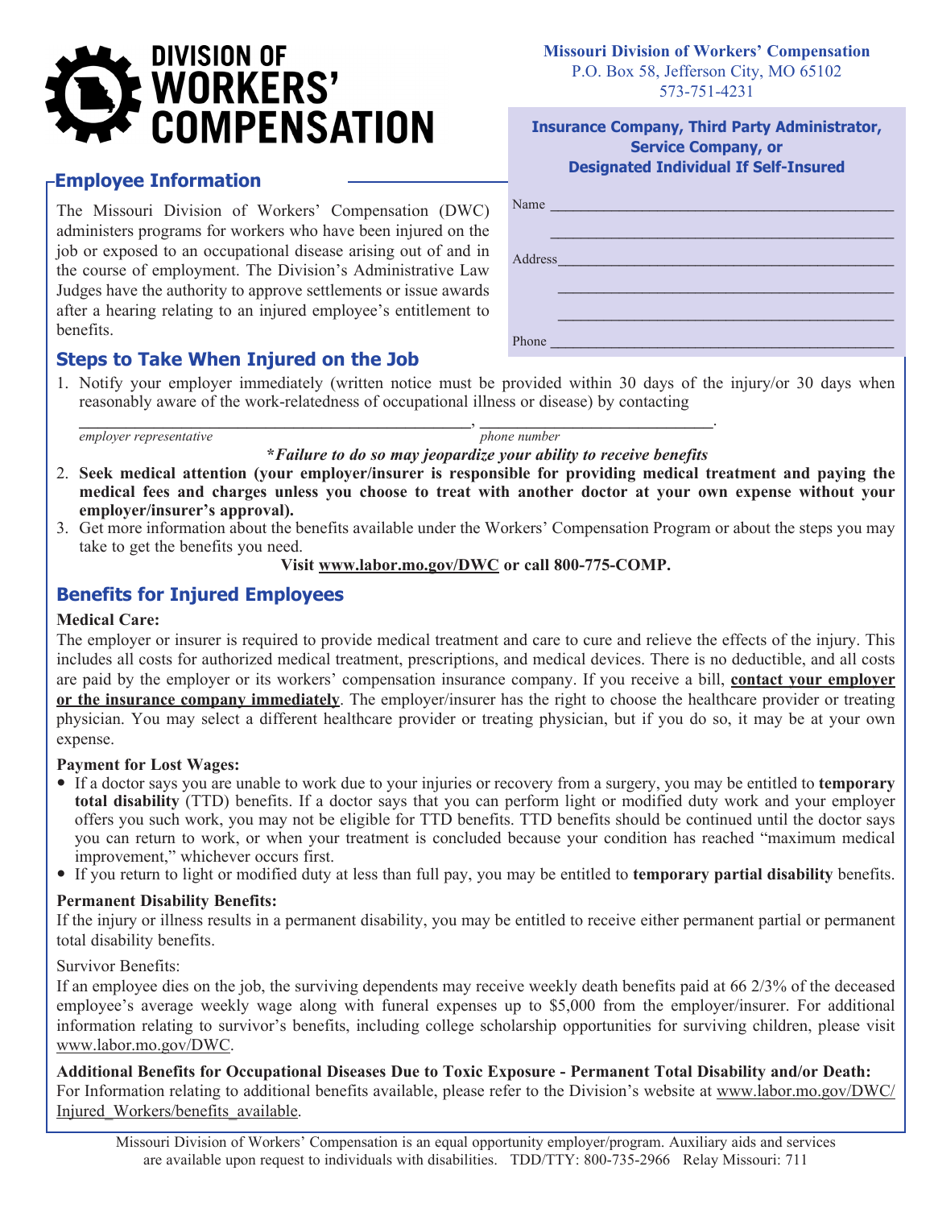# DIVISION OF WORKERS' COMPENSATION

**Missouri Division of Workers' Compensation**
P.O. Box 58, Jefferson City, MO 65102
573-751-4231

**Insurance Company, Third Party Administrator, Service Company, or Designated Individual If Self-Insured**

Name ___________________________________________

___________________________________________

Address ___________________________________________

___________________________________________

___________________________________________

Phone ___________________________________________

## Employee Information

The Missouri Division of Workers' Compensation (DWC) administers programs for workers who have been injured on the job or exposed to an occupational disease arising out of and in the course of employment. The Division's Administrative Law Judges have the authority to approve settlements or issue awards after a hearing relating to an injured employee's entitlement to benefits.

## Steps to Take When Injured on the Job

1. Notify your employer immediately (written notice must be provided within 30 days of the injury/or 30 days when reasonably aware of the work-relatedness of occupational illness or disease) by contacting

   _______________________________________, ___________________________.
   *employer representative* &nbsp;&nbsp;&nbsp;&nbsp;&nbsp;&nbsp;&nbsp;&nbsp; *phone number*

   ***Failure to do so may jeopardize your ability to receive benefits**

2. **Seek medical attention (your employer/insurer is responsible for providing medical treatment and paying the medical fees and charges unless you choose to treat with another doctor at your own expense without your employer/insurer's approval).**
3. Get more information about the benefits available under the Workers' Compensation Program or about the steps you may take to get the benefits you need.

**Visit www.labor.mo.gov/DWC or call 800-775-COMP.**

## Benefits for Injured Employees

**Medical Care:**

The employer or insurer is required to provide medical treatment and care to cure and relieve the effects of the injury. This includes all costs for authorized medical treatment, prescriptions, and medical devices. There is no deductible, and all costs are paid by the employer or its workers' compensation insurance company. If you receive a bill, **contact your employer or the insurance company immediately**. The employer/insurer has the right to choose the healthcare provider or treating physician. You may select a different healthcare provider or treating physician, but if you do so, it may be at your own expense.

**Payment for Lost Wages:**

- If a doctor says you are unable to work due to your injuries or recovery from a surgery, you may be entitled to **temporary total disability** (TTD) benefits. If a doctor says that you can perform light or modified duty work and your employer offers you such work, you may not be eligible for TTD benefits. TTD benefits should be continued until the doctor says you can return to work, or when your treatment is concluded because your condition has reached "maximum medical improvement," whichever occurs first.
- If you return to light or modified duty at less than full pay, you may be entitled to **temporary partial disability** benefits.

**Permanent Disability Benefits:**

If the injury or illness results in a permanent disability, you may be entitled to receive either permanent partial or permanent total disability benefits.

Survivor Benefits:

If an employee dies on the job, the surviving dependents may receive weekly death benefits paid at 66 2/3% of the deceased employee's average weekly wage along with funeral expenses up to $5,000 from the employer/insurer. For additional information relating to survivor's benefits, including college scholarship opportunities for surviving children, please visit www.labor.mo.gov/DWC.

**Additional Benefits for Occupational Diseases Due to Toxic Exposure - Permanent Total Disability and/or Death:**
For Information relating to additional benefits available, please refer to the Division's website at www.labor.mo.gov/DWC/Injured_Workers/benefits_available.

Missouri Division of Workers' Compensation is an equal opportunity employer/program. Auxiliary aids and services are available upon request to individuals with disabilities. TDD/TTY: 800-735-2966 Relay Missouri: 711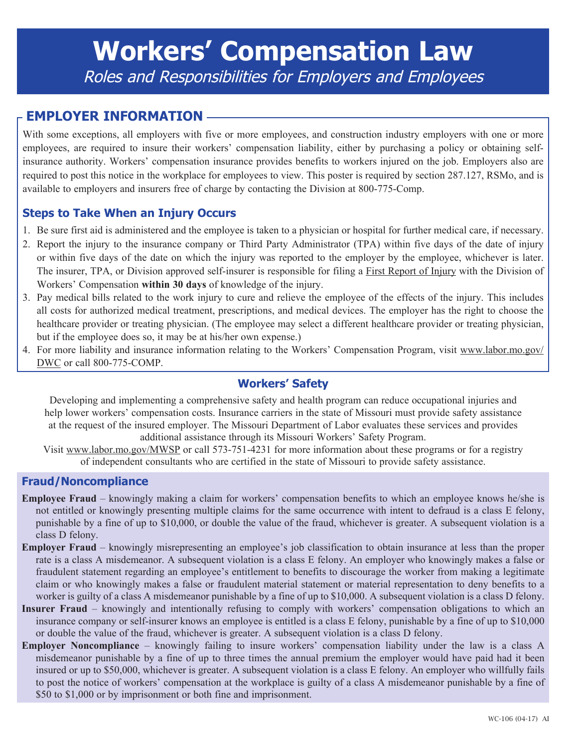# Workers' Compensation Law

*Roles and Responsibilities for Employers and Employees*

## EMPLOYER INFORMATION

With some exceptions, all employers with five or more employees, and construction industry employers with one or more employees, are required to insure their workers' compensation liability, either by purchasing a policy or obtaining self-insurance authority. Workers' compensation insurance provides benefits to workers injured on the job. Employers also are required to post this notice in the workplace for employees to view. This poster is required by section 287.127, RSMo, and is available to employers and insurers free of charge by contacting the Division at 800-775-Comp.

### Steps to Take When an Injury Occurs

1. Be sure first aid is administered and the employee is taken to a physician or hospital for further medical care, if necessary.
2. Report the injury to the insurance company or Third Party Administrator (TPA) within five days of the date of injury or within five days of the date on which the injury was reported to the employer by the employee, whichever is later. The insurer, TPA, or Division approved self-insurer is responsible for filing a First Report of Injury with the Division of Workers' Compensation **within 30 days** of knowledge of the injury.
3. Pay medical bills related to the work injury to cure and relieve the employee of the effects of the injury. This includes all costs for authorized medical treatment, prescriptions, and medical devices. The employer has the right to choose the healthcare provider or treating physician. (The employee may select a different healthcare provider or treating physician, but if the employee does so, it may be at his/her own expense.)
4. For more liability and insurance information relating to the Workers' Compensation Program, visit www.labor.mo.gov/DWC or call 800-775-COMP.

### Workers' Safety

Developing and implementing a comprehensive safety and health program can reduce occupational injuries and help lower workers' compensation costs. Insurance carriers in the state of Missouri must provide safety assistance at the request of the insured employer. The Missouri Department of Labor evaluates these services and provides additional assistance through its Missouri Workers' Safety Program.

Visit www.labor.mo.gov/MWSP or call 573-751-4231 for more information about these programs or for a registry of independent consultants who are certified in the state of Missouri to provide safety assistance.

### Fraud/Noncompliance

**Employee Fraud** – knowingly making a claim for workers' compensation benefits to which an employee knows he/she is not entitled or knowingly presenting multiple claims for the same occurrence with intent to defraud is a class E felony, punishable by a fine of up to $10,000, or double the value of the fraud, whichever is greater. A subsequent violation is a class D felony.

**Employer Fraud** – knowingly misrepresenting an employee's job classification to obtain insurance at less than the proper rate is a class A misdemeanor. A subsequent violation is a class E felony. An employer who knowingly makes a false or fraudulent statement regarding an employee's entitlement to benefits to discourage the worker from making a legitimate claim or who knowingly makes a false or fraudulent material statement or material representation to deny benefits to a worker is guilty of a class A misdemeanor punishable by a fine of up to $10,000. A subsequent violation is a class D felony.

**Insurer Fraud** – knowingly and intentionally refusing to comply with workers' compensation obligations to which an insurance company or self-insurer knows an employee is entitled is a class E felony, punishable by a fine of up to $10,000 or double the value of the fraud, whichever is greater. A subsequent violation is a class D felony.

**Employer Noncompliance** – knowingly failing to insure workers' compensation liability under the law is a class A misdemeanor punishable by a fine of up to three times the annual premium the employer would have paid had it been insured or up to $50,000, whichever is greater. A subsequent violation is a class E felony. An employer who willfully fails to post the notice of workers' compensation at the workplace is guilty of a class A misdemeanor punishable by a fine of $50 to $1,000 or by imprisonment or both fine and imprisonment.

WC-106 (04-17) AI